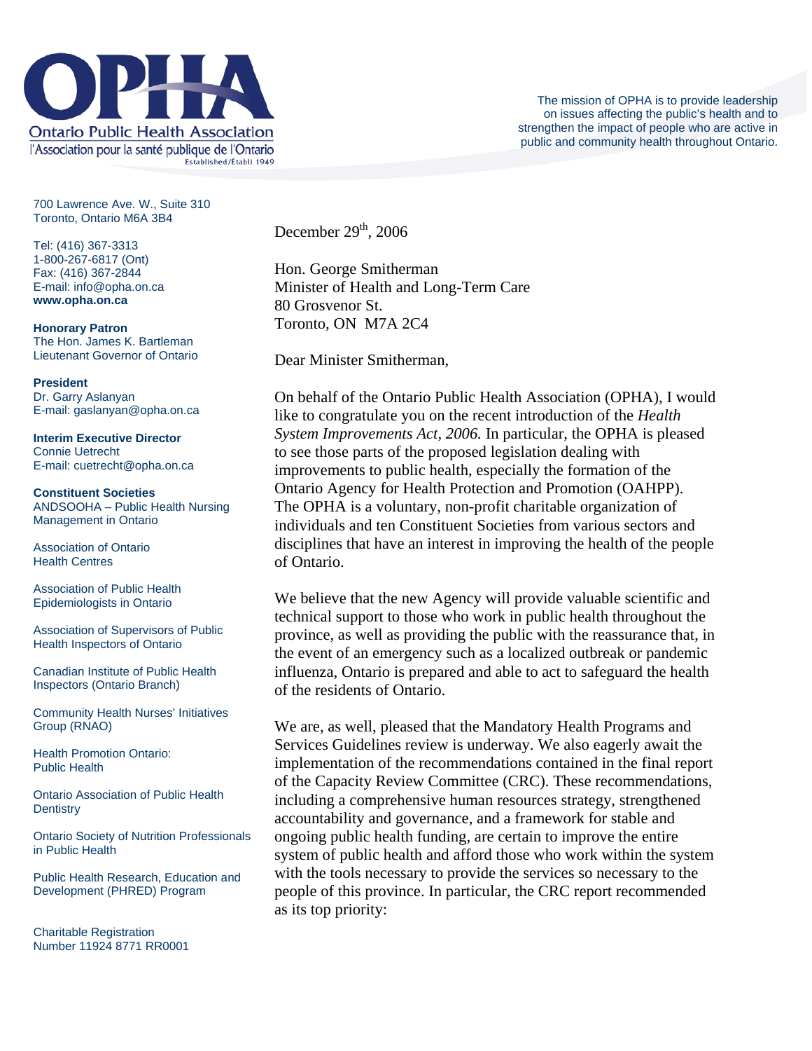# OPHA

Ontario Public Health Association
l'Association pour la santé publique de l'Ontario
Established/Établi 1949

The mission of OPHA is to provide leadership on issues affecting the public's health and to strengthen the impact of people who are active in public and community health throughout Ontario.

700 Lawrence Ave. W., Suite 310
Toronto, Ontario M6A 3B4

Tel: (416) 367-3313
1-800-267-6817 (Ont)
Fax: (416) 367-2844
E-mail: info@opha.on.ca
**www.opha.on.ca**

**Honorary Patron**
The Hon. James K. Bartleman
Lieutenant Governor of Ontario

**President**
Dr. Garry Aslanyan
E-mail: gaslanyan@opha.on.ca

**Interim Executive Director**
Connie Uetrecht
E-mail: cuetrecht@opha.on.ca

**Constituent Societies**
ANDSOOHA – Public Health Nursing Management in Ontario

Association of Ontario Health Centres

Association of Public Health Epidemiologists in Ontario

Association of Supervisors of Public Health Inspectors of Ontario

Canadian Institute of Public Health Inspectors (Ontario Branch)

Community Health Nurses' Initiatives Group (RNAO)

Health Promotion Ontario: Public Health

Ontario Association of Public Health Dentistry

Ontario Society of Nutrition Professionals in Public Health

Public Health Research, Education and Development (PHRED) Program

Charitable Registration Number 11924 8771 RR0001

December 29th, 2006

Hon. George Smitherman
Minister of Health and Long-Term Care
80 Grosvenor St.
Toronto, ON M7A 2C4

Dear Minister Smitherman,

On behalf of the Ontario Public Health Association (OPHA), I would like to congratulate you on the recent introduction of the *Health System Improvements Act, 2006.* In particular, the OPHA is pleased to see those parts of the proposed legislation dealing with improvements to public health, especially the formation of the Ontario Agency for Health Protection and Promotion (OAHPP). The OPHA is a voluntary, non-profit charitable organization of individuals and ten Constituent Societies from various sectors and disciplines that have an interest in improving the health of the people of Ontario.

We believe that the new Agency will provide valuable scientific and technical support to those who work in public health throughout the province, as well as providing the public with the reassurance that, in the event of an emergency such as a localized outbreak or pandemic influenza, Ontario is prepared and able to act to safeguard the health of the residents of Ontario.

We are, as well, pleased that the Mandatory Health Programs and Services Guidelines review is underway. We also eagerly await the implementation of the recommendations contained in the final report of the Capacity Review Committee (CRC). These recommendations, including a comprehensive human resources strategy, strengthened accountability and governance, and a framework for stable and ongoing public health funding, are certain to improve the entire system of public health and afford those who work within the system with the tools necessary to provide the services so necessary to the people of this province. In particular, the CRC report recommended as its top priority: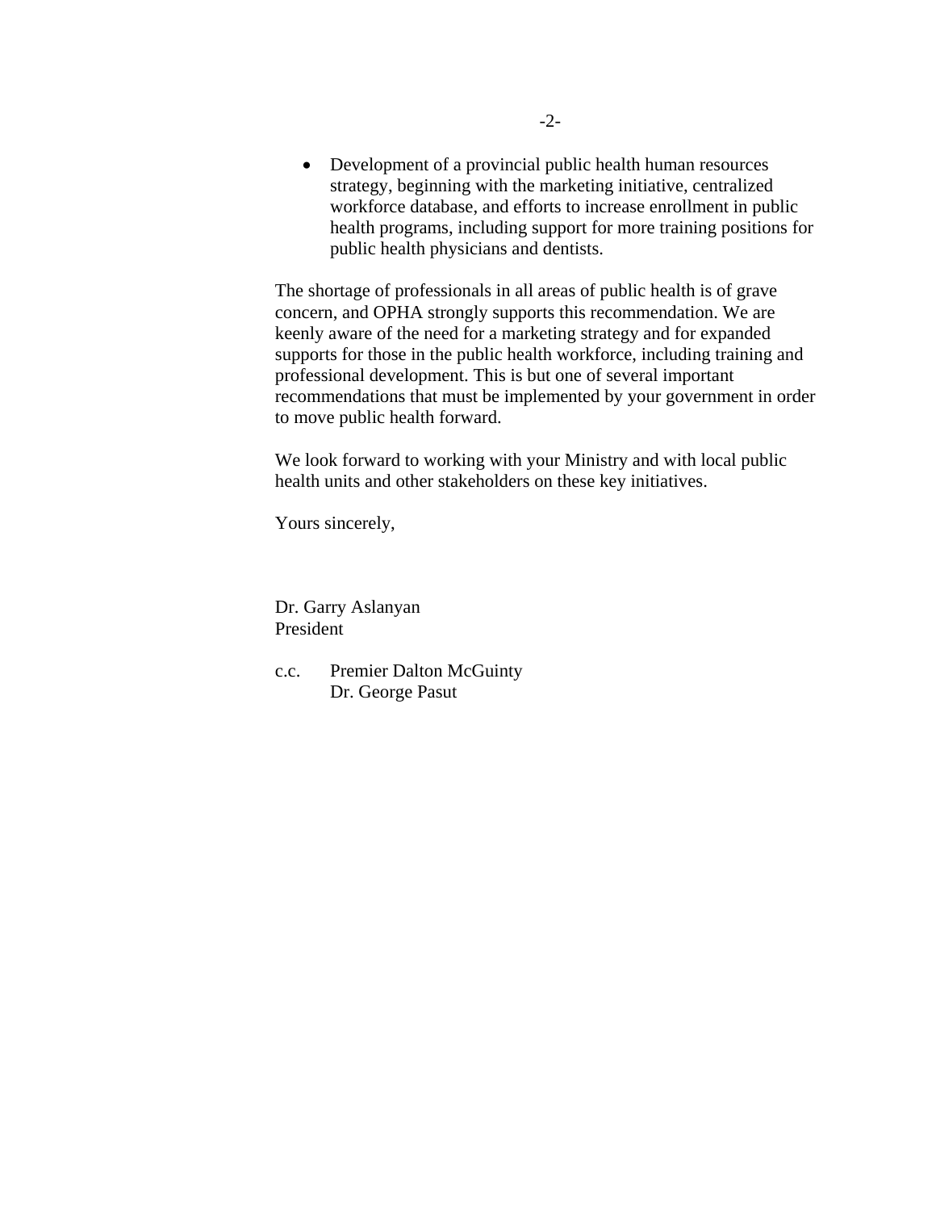- Development of a provincial public health human resources strategy, beginning with the marketing initiative, centralized workforce database, and efforts to increase enrollment in public health programs, including support for more training positions for public health physicians and dentists.

The shortage of professionals in all areas of public health is of grave concern, and OPHA strongly supports this recommendation. We are keenly aware of the need for a marketing strategy and for expanded supports for those in the public health workforce, including training and professional development. This is but one of several important recommendations that must be implemented by your government in order to move public health forward.

We look forward to working with your Ministry and with local public health units and other stakeholders on these key initiatives.

Yours sincerely,

Dr. Garry Aslanyan
President

c.c. Premier Dalton McGuinty
Dr. George Pasut